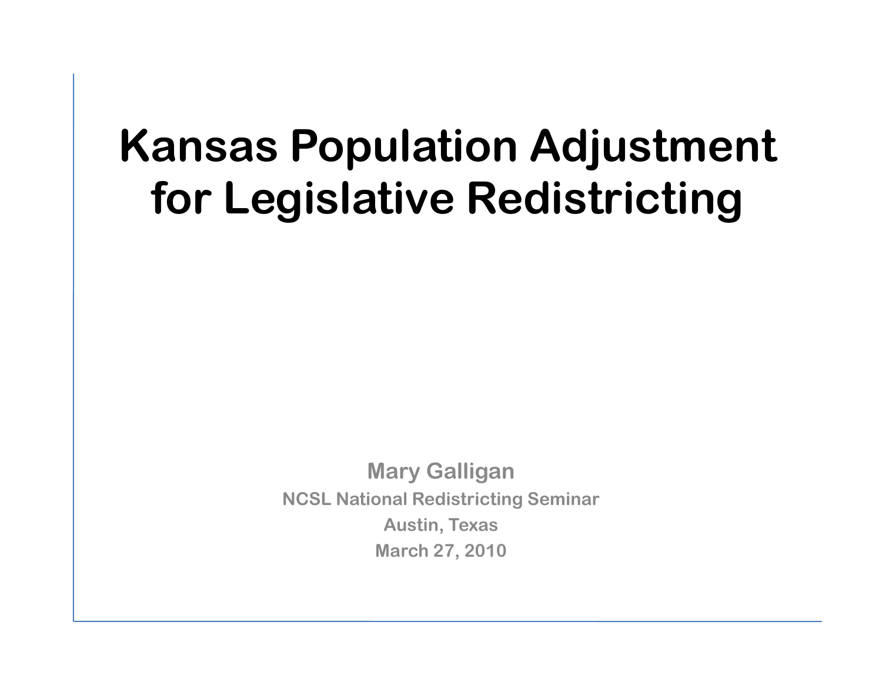# Kansas Population Adjustment for Legislative Redistricting

**Mary Galligan**

**NCSL National Redistricting Seminar**

**Austin, Texas**

**March 27, 2010**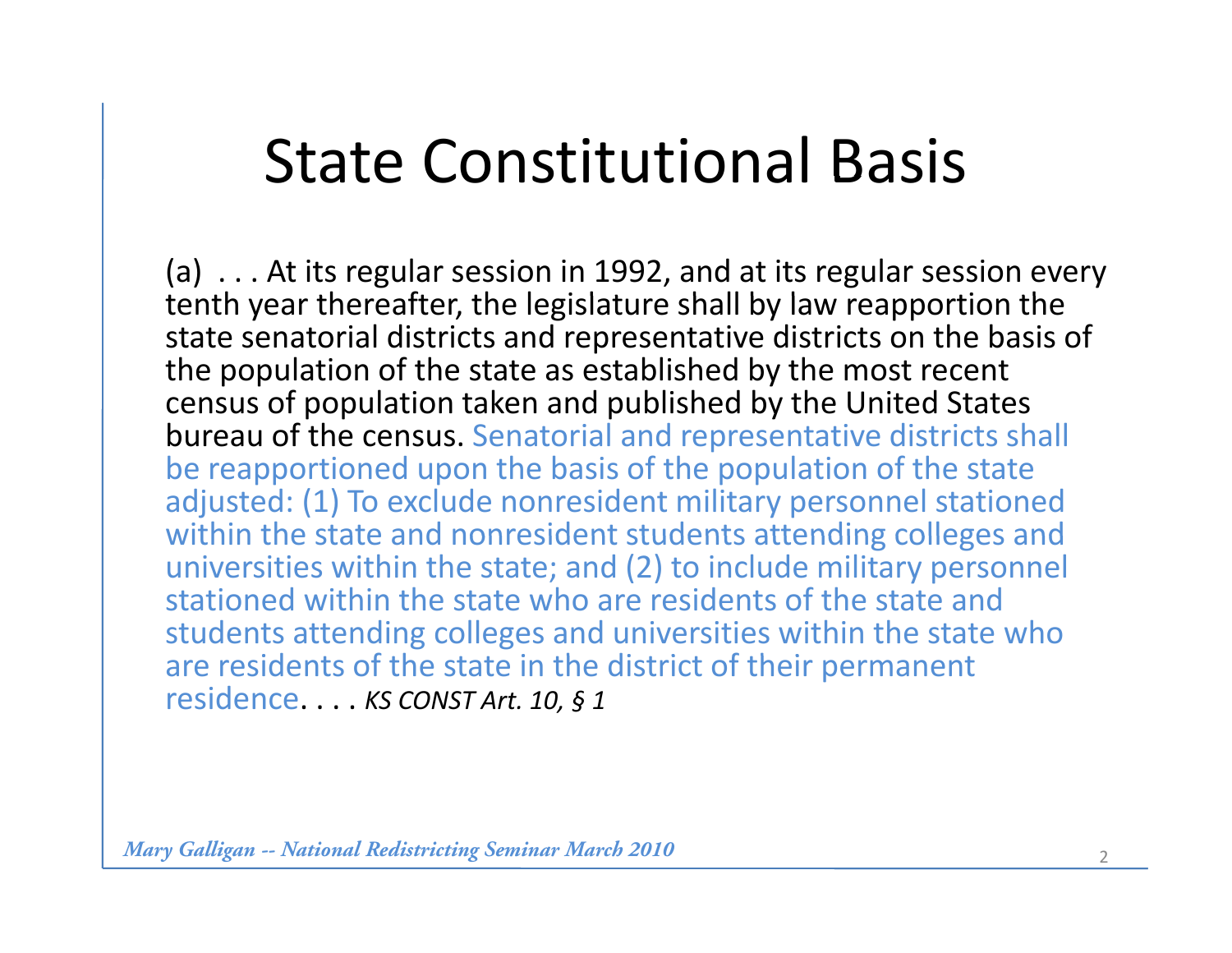# State Constitutional Basis

(a) . . . At its regular session in 1992, and at its regular session every tenth year thereafter, the legislature shall by law reapportion the state senatorial districts and representative districts on the basis of the population of the state as established by the most recent census of population taken and published by the United States bureau of the census. Senatorial and representative districts shall be reapportioned upon the basis of the population of the state adjusted: (1) To exclude nonresident military personnel stationed within the state and nonresident students attending colleges and universities within the state; and (2) to include military personnel stationed within the state who are residents of the state and students attending colleges and universities within the state who are residents of the state in the district of their permanent residence. . . . *KS CONST Art. 10, § 1*

*Mary Galligan -- National Redistricting Seminar March 2010*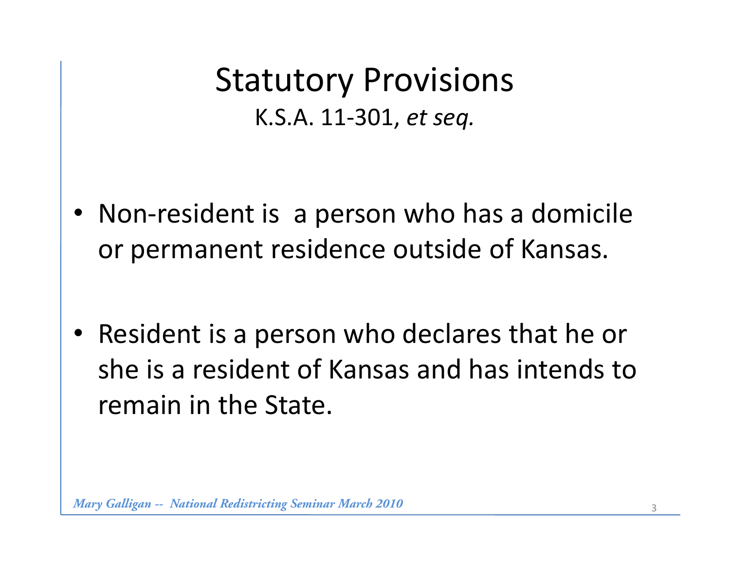# Statutory Provisions

K.S.A. 11-301, *et seq.*

- Non-resident is  a person who has a domicile or permanent residence outside of Kansas.
- Resident is a person who declares that he or she is a resident of Kansas and has intends to remain in the State.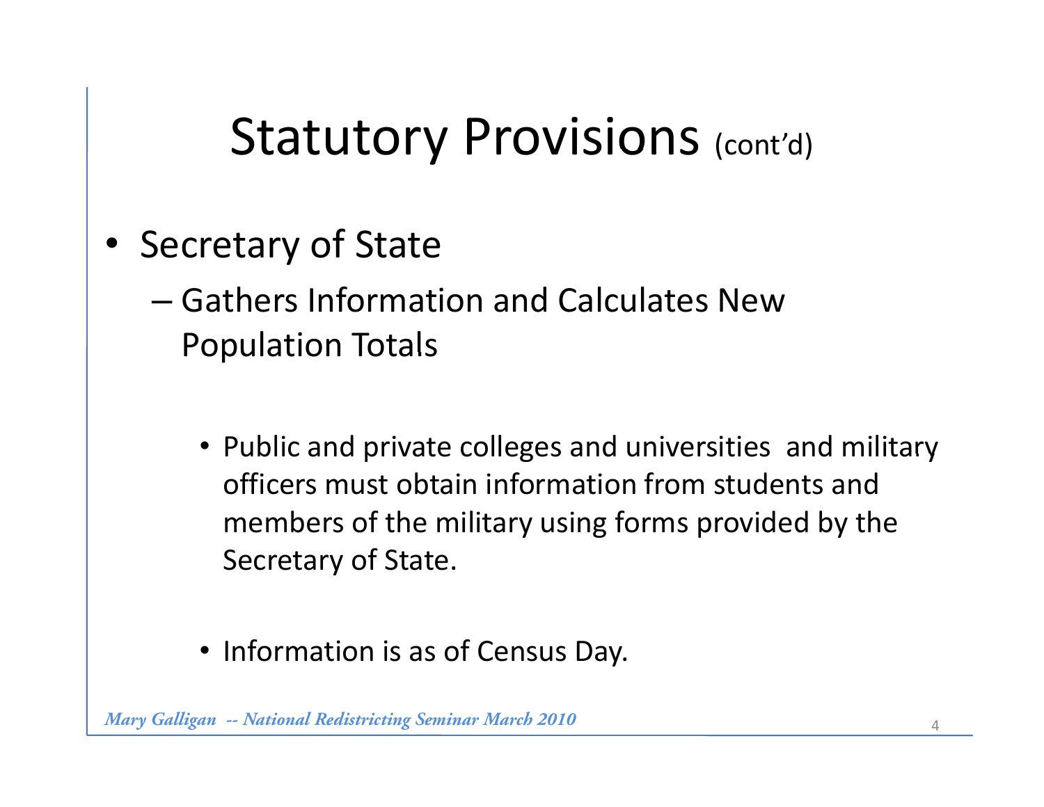# Statutory Provisions (cont'd)

- Secretary of State
  - Gathers Information and Calculates New Population Totals
    - Public and private colleges and universities and military officers must obtain information from students and members of the military using forms provided by the Secretary of State.
    - Information is as of Census Day.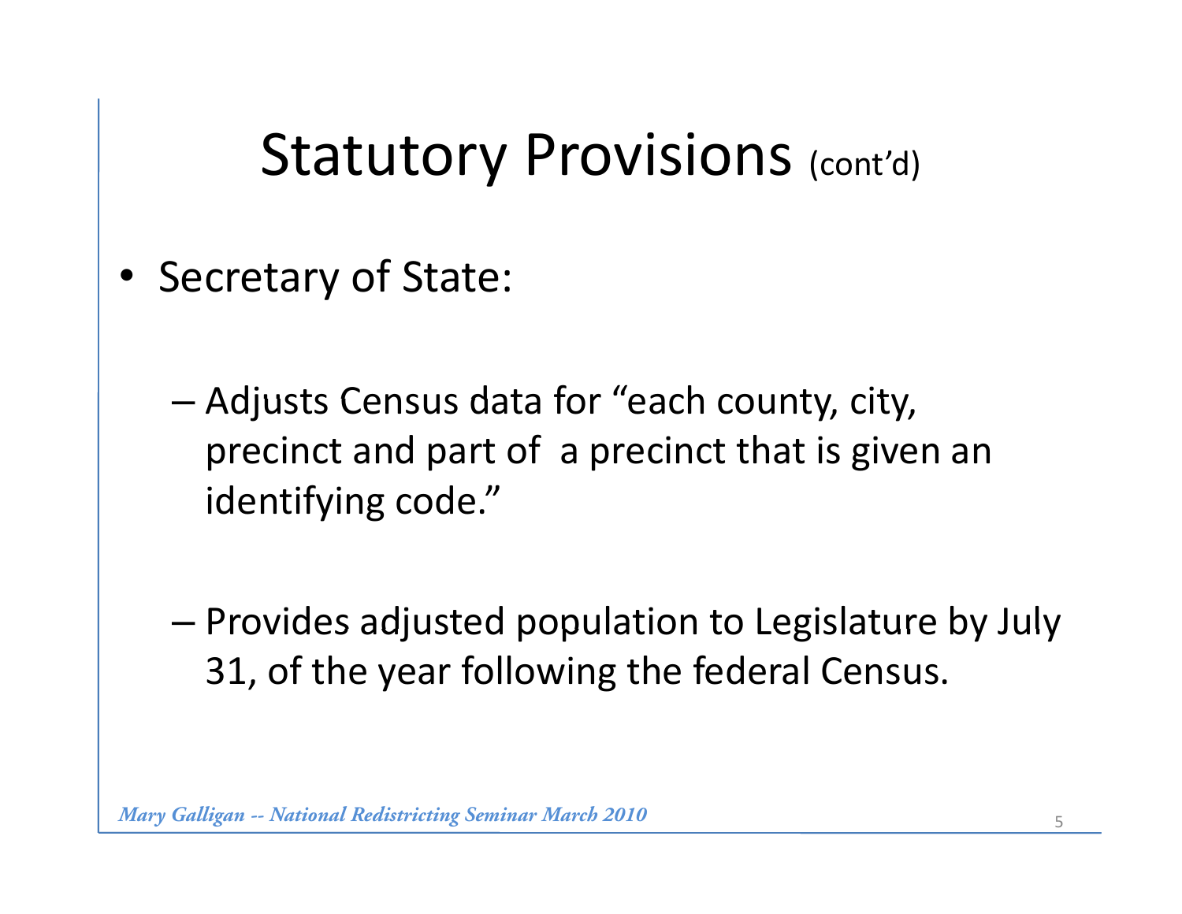# Statutory Provisions (cont'd)

- Secretary of State:
  - Adjusts Census data for "each county, city, precinct and part of a precinct that is given an identifying code."
  - Provides adjusted population to Legislature by July 31, of the year following the federal Census.

*Mary Galligan -- National Redistricting Seminar March 2010*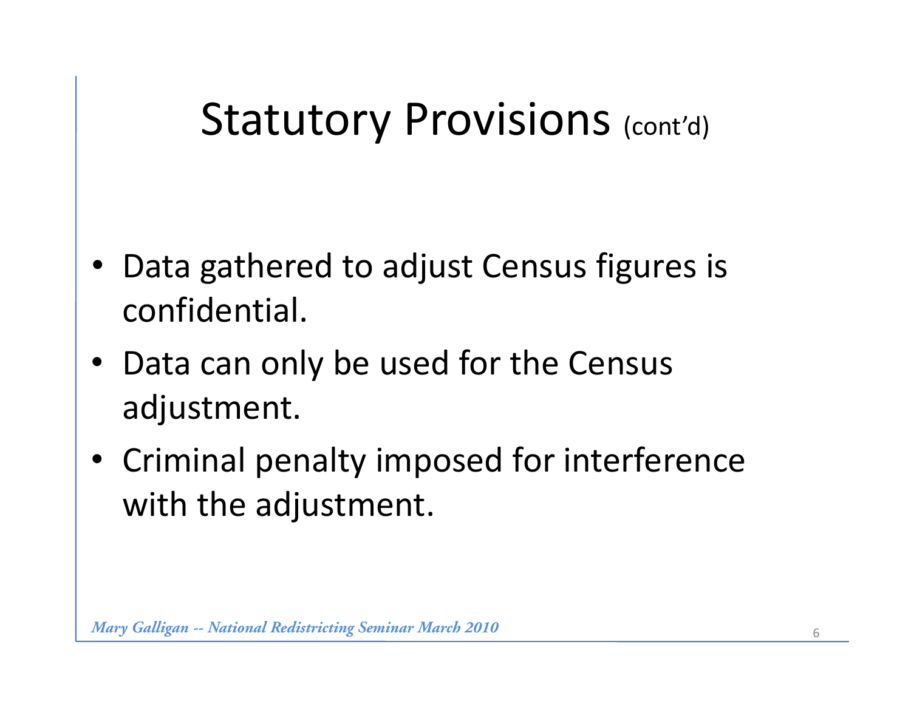# Statutory Provisions (cont'd)

- Data gathered to adjust Census figures is confidential.
- Data can only be used for the Census adjustment.
- Criminal penalty imposed for interference with the adjustment.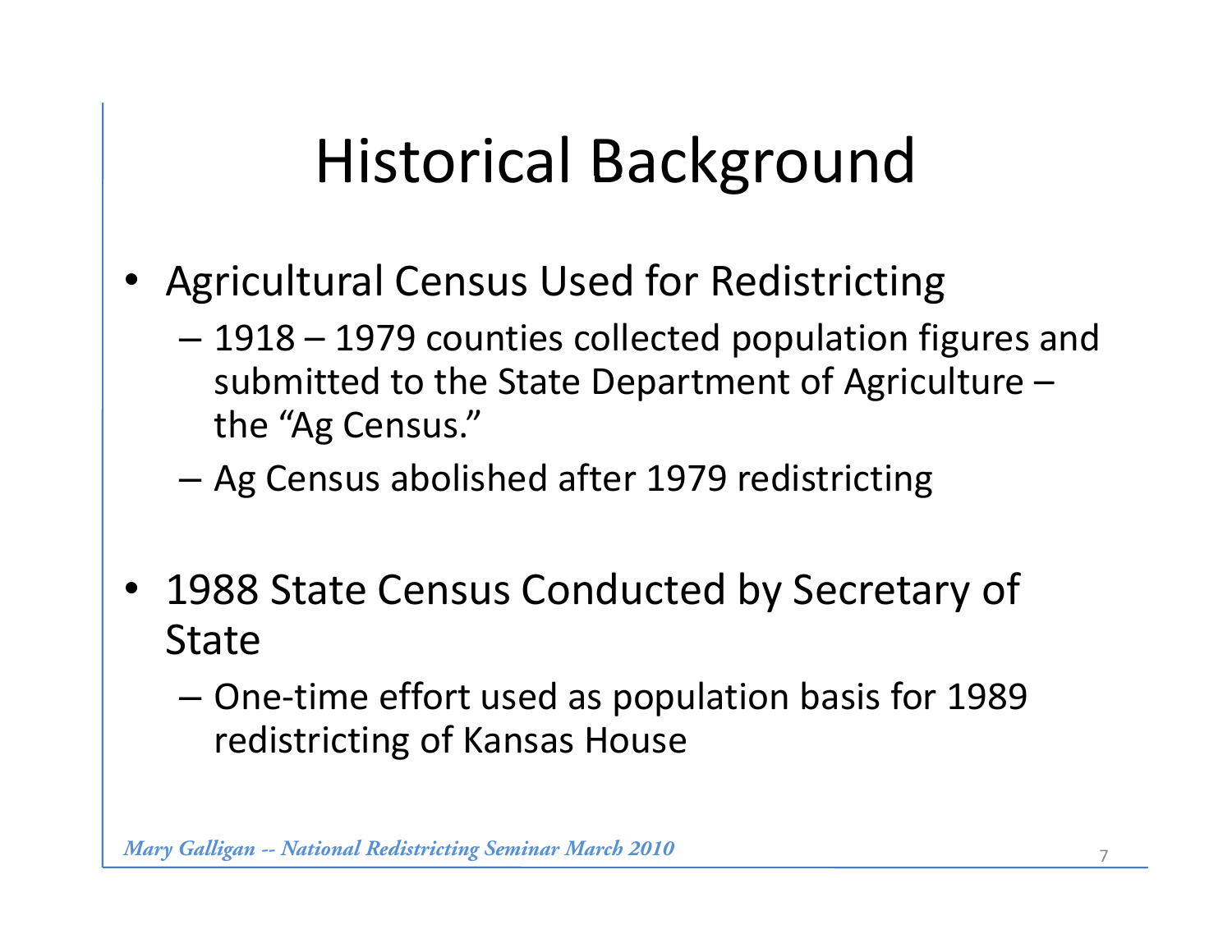# Historical Background

- Agricultural Census Used for Redistricting
  - 1918 – 1979 counties collected population figures and submitted to the State Department of Agriculture – the "Ag Census."
  - Ag Census abolished after 1979 redistricting
- 1988 State Census Conducted by Secretary of State
  - One-time effort used as population basis for 1989 redistricting of Kansas House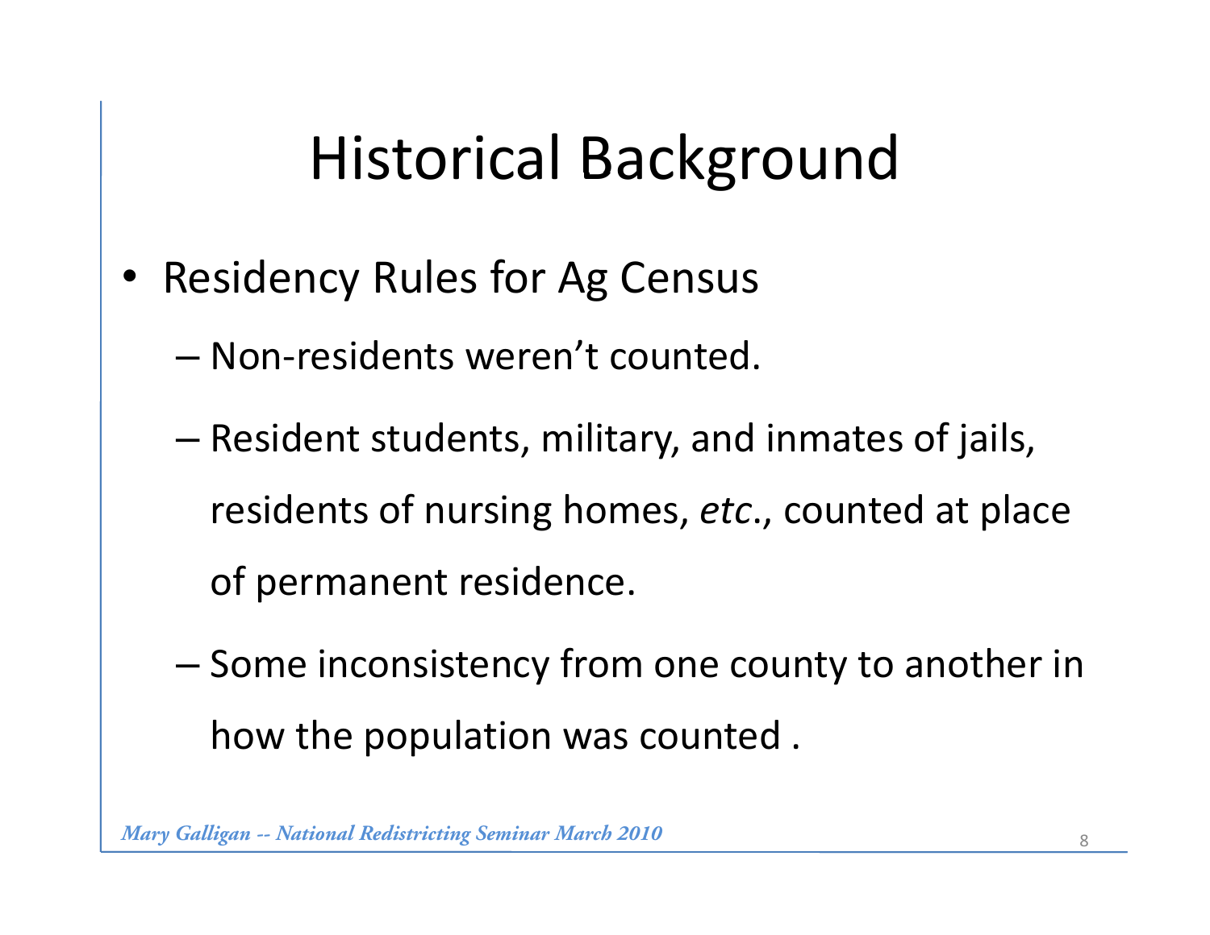# Historical Background

- Residency Rules for Ag Census
  - Non-residents weren't counted.
  - Resident students, military, and inmates of jails, residents of nursing homes, *etc*., counted at place of permanent residence.
  - Some inconsistency from one county to another in how the population was counted .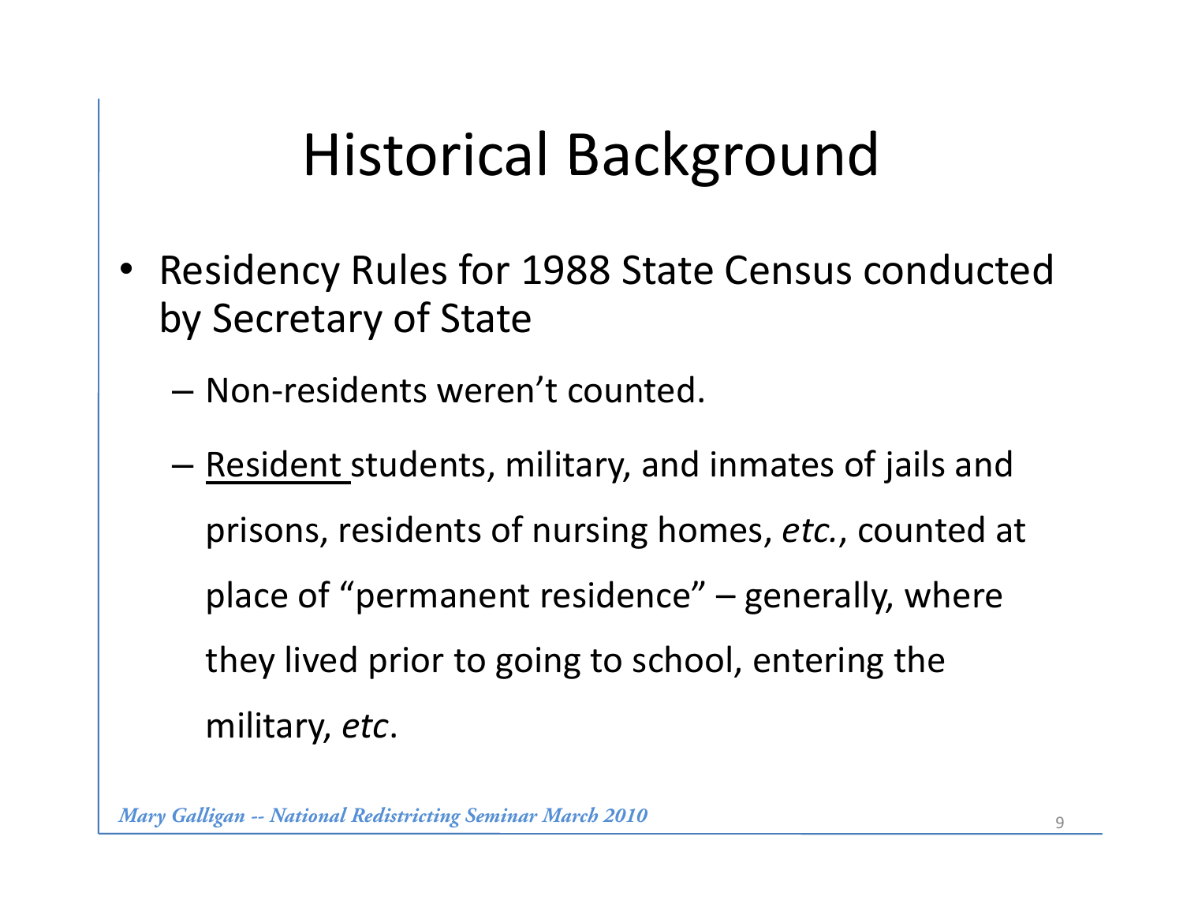# Historical Background

- Residency Rules for 1988 State Census conducted by Secretary of State
  - Non-residents weren't counted.
  - Resident students, military, and inmates of jails and prisons, residents of nursing homes, *etc.*, counted at place of "permanent residence" – generally, where they lived prior to going to school, entering the military, *etc*.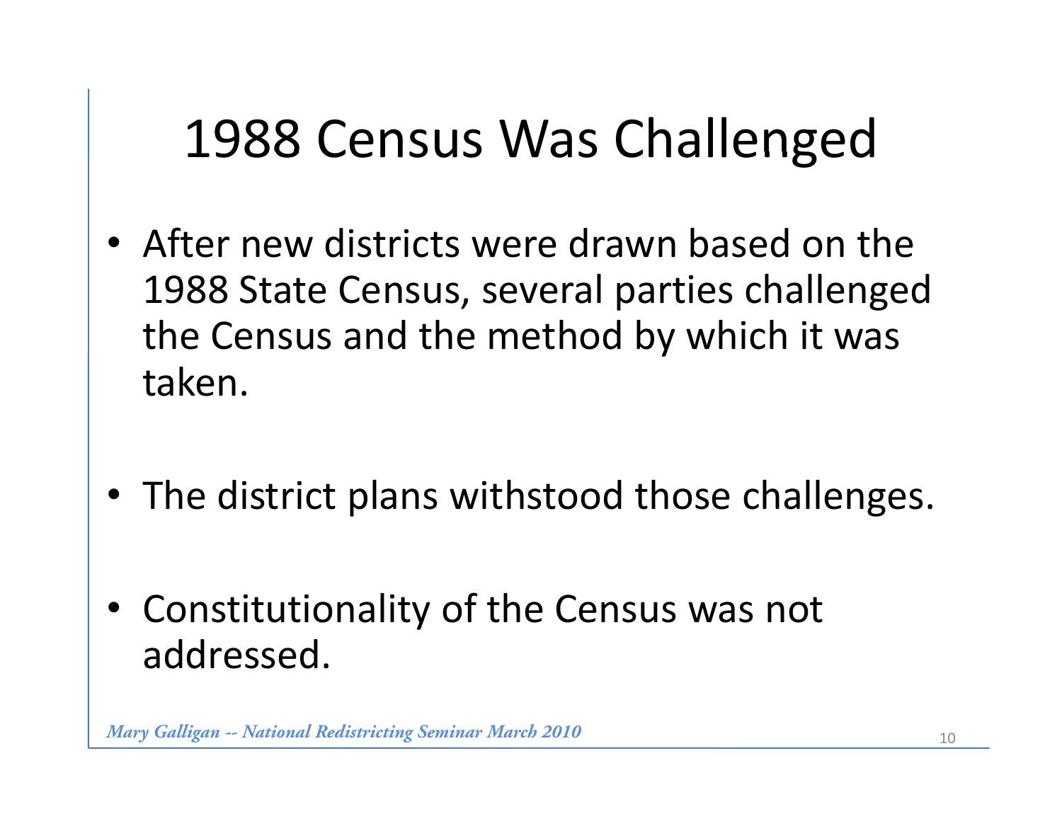# 1988 Census Was Challenged

- After new districts were drawn based on the 1988 State Census, several parties challenged the Census and the method by which it was taken.

- The district plans withstood those challenges.

- Constitutionality of the Census was not addressed.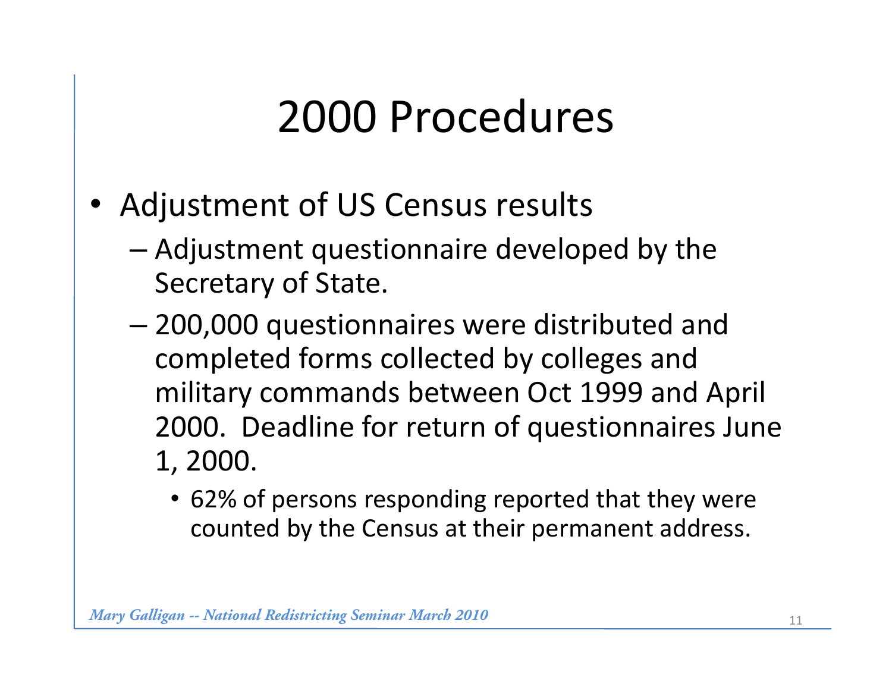# 2000 Procedures

- Adjustment of US Census results
  - Adjustment questionnaire developed by the Secretary of State.
  - 200,000 questionnaires were distributed and completed forms collected by colleges and military commands between Oct 1999 and April 2000. Deadline for return of questionnaires June 1, 2000.
    - 62% of persons responding reported that they were counted by the Census at their permanent address.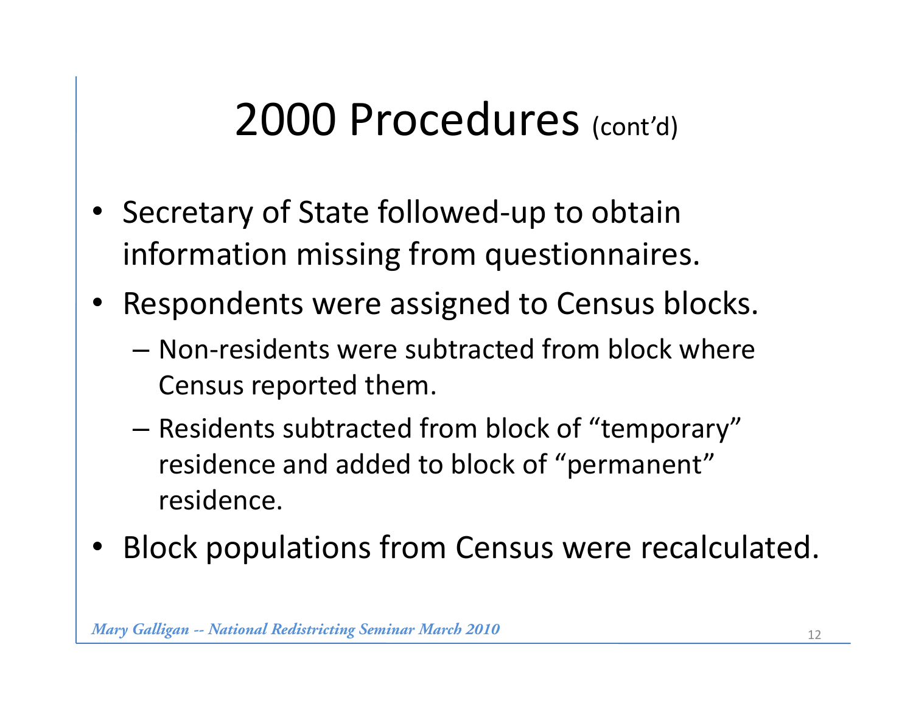# 2000 Procedures (cont'd)

- Secretary of State followed-up to obtain information missing from questionnaires.
- Respondents were assigned to Census blocks.
  - Non-residents were subtracted from block where Census reported them.
  - Residents subtracted from block of "temporary" residence and added to block of "permanent" residence.
- Block populations from Census were recalculated.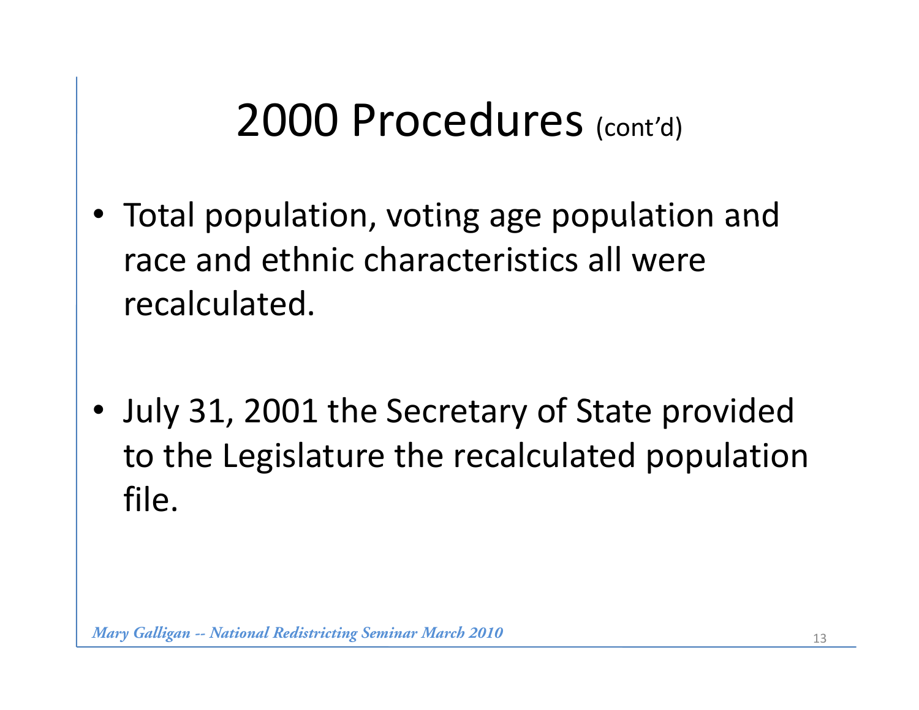# 2000 Procedures (cont'd)

- Total population, voting age population and race and ethnic characteristics all were recalculated.

- July 31, 2001 the Secretary of State provided to the Legislature the recalculated population file.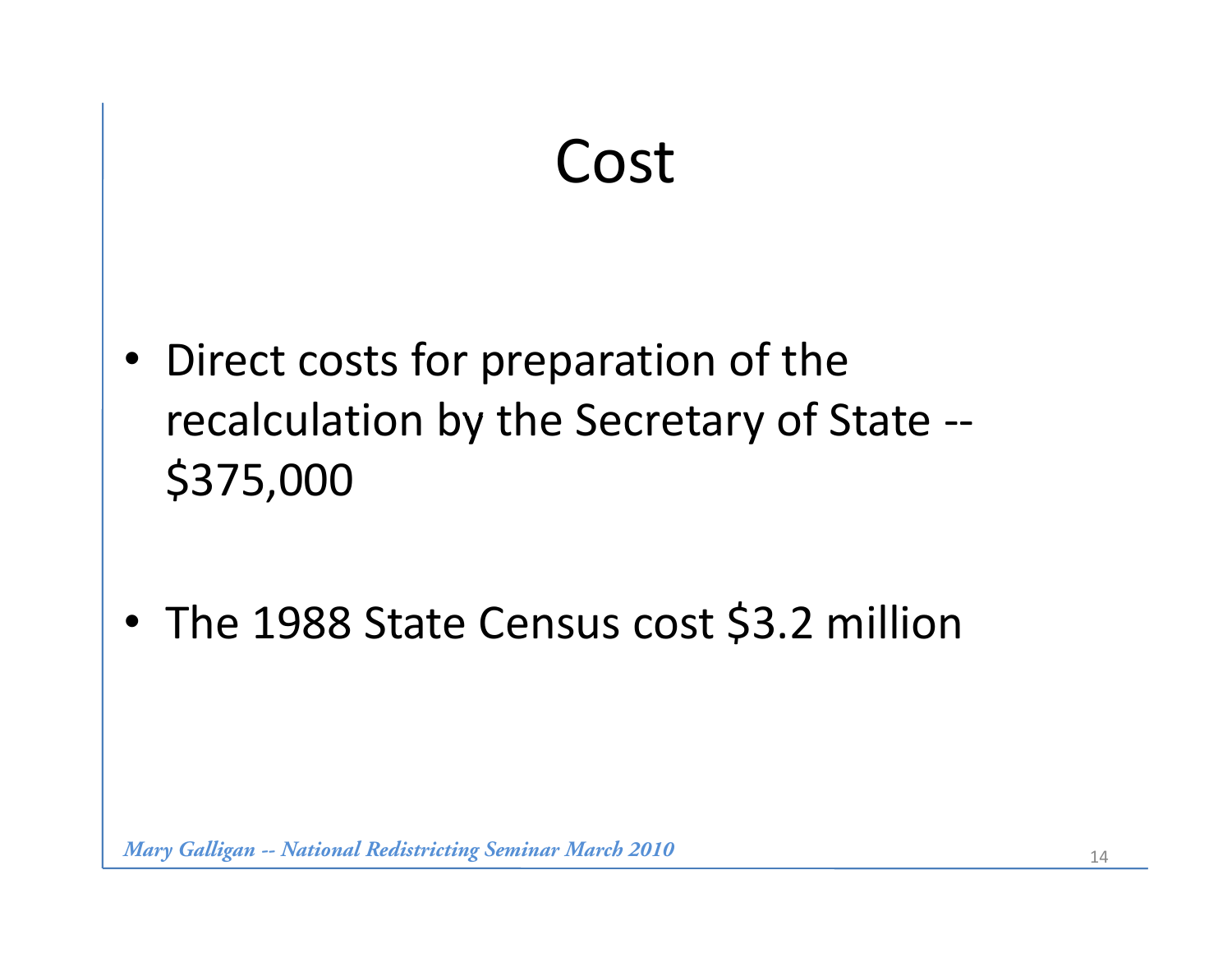# Cost

- Direct costs for preparation of the recalculation by the Secretary of State -- \$375,000
- The 1988 State Census cost \$3.2 million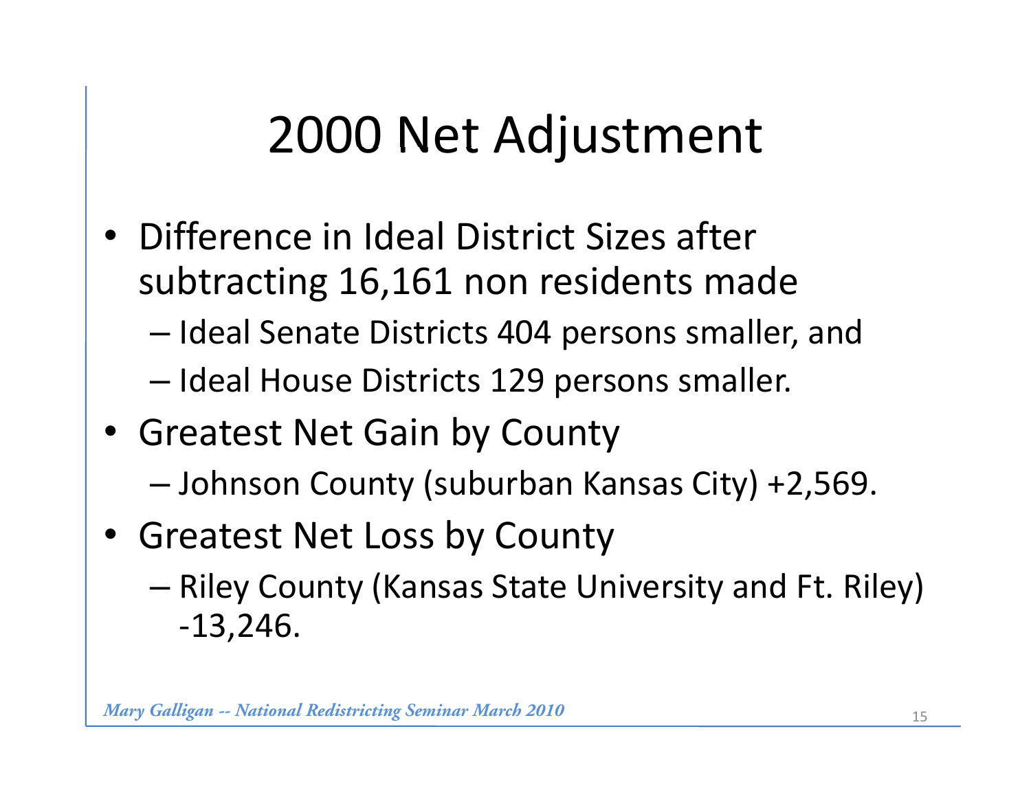# 2000 Net Adjustment

- Difference in Ideal District Sizes after subtracting 16,161 non residents made
  - Ideal Senate Districts 404 persons smaller, and
  - Ideal House Districts 129 persons smaller.
- Greatest Net Gain by County
  - Johnson County (suburban Kansas City) +2,569.
- Greatest Net Loss by County
  - Riley County (Kansas State University and Ft. Riley) -13,246.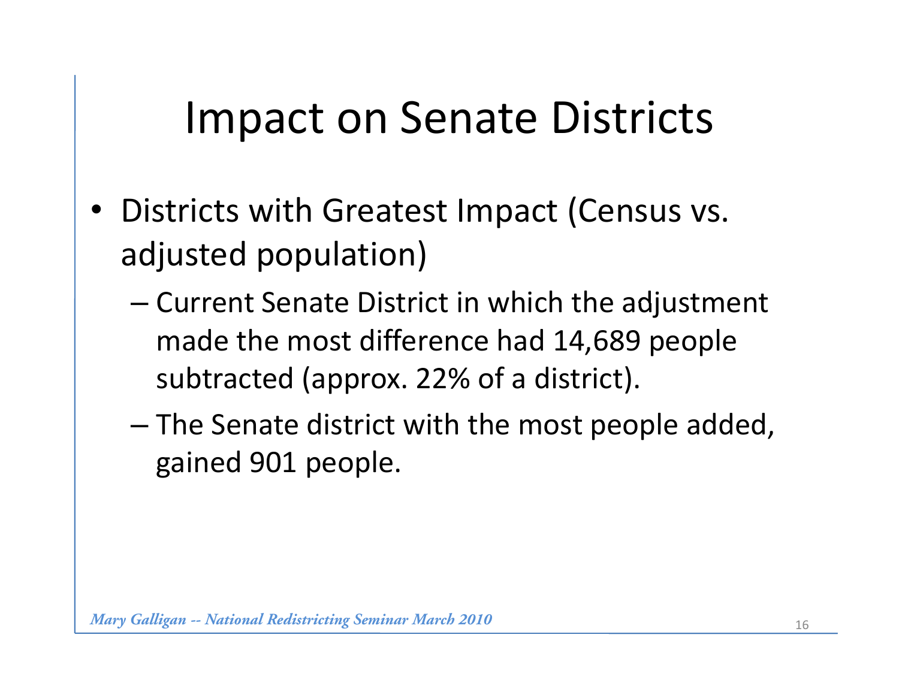# Impact on Senate Districts

- Districts with Greatest Impact (Census vs. adjusted population)
  - Current Senate District in which the adjustment made the most difference had 14,689 people subtracted (approx. 22% of a district).
  - The Senate district with the most people added, gained 901 people.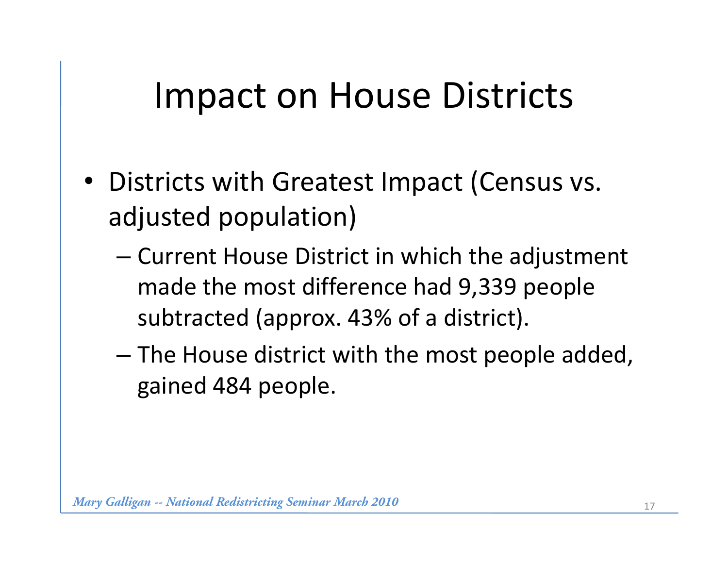# Impact on House Districts

- Districts with Greatest Impact (Census vs. adjusted population)
  - Current House District in which the adjustment made the most difference had 9,339 people subtracted (approx. 43% of a district).
  - The House district with the most people added, gained 484 people.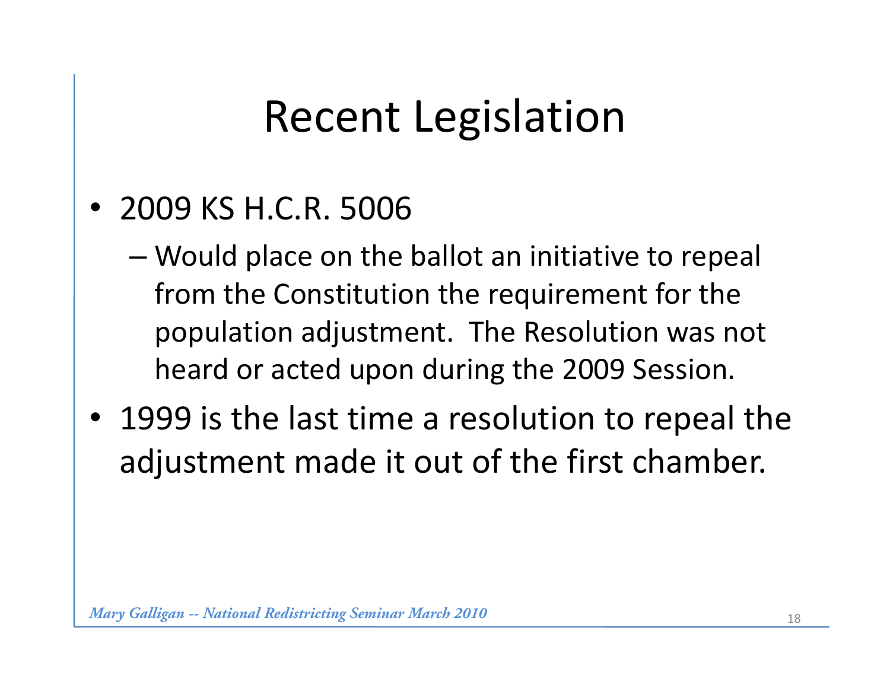# Recent Legislation

- 2009 KS H.C.R. 5006
  - Would place on the ballot an initiative to repeal from the Constitution the requirement for the population adjustment. The Resolution was not heard or acted upon during the 2009 Session.
- 1999 is the last time a resolution to repeal the adjustment made it out of the first chamber.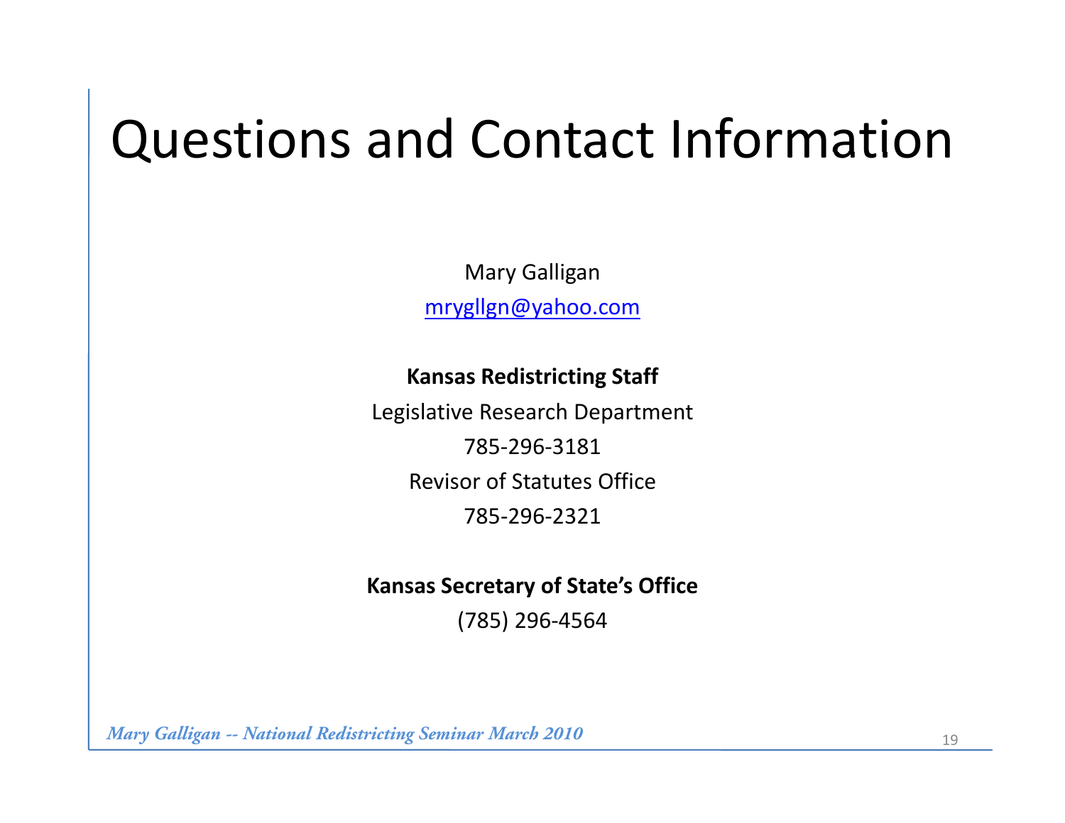# Questions and Contact Information

Mary Galligan

mrygllgn@yahoo.com

**Kansas Redistricting Staff**

Legislative Research Department

785-296-3181

Revisor of Statutes Office

785-296-2321

**Kansas Secretary of State's Office**

(785) 296-4564